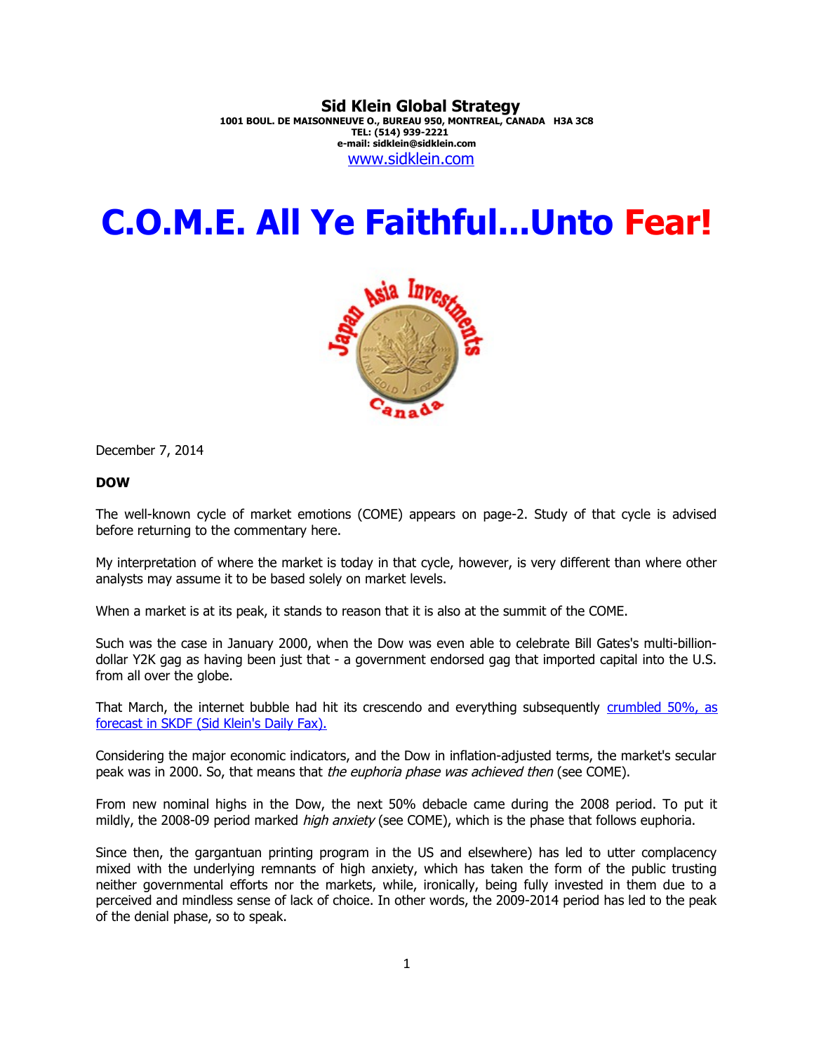**Sid Klein Global Strategy**
**1001 BOUL. DE MAISONNEUVE O., BUREAU 950, MONTREAL, CANADA H3A 3C8**
**TEL: (514) 939-2221**
**e-mail: sidklein@sidklein.com**
[www.sidklein.com](http://www.sidklein.com)

# C.O.M.E. All Ye Faithful...Unto Fear!

December 7, 2014

**DOW**

The well-known cycle of market emotions (COME) appears on page-2. Study of that cycle is advised before returning to the commentary here.

My interpretation of where the market is today in that cycle, however, is very different than where other analysts may assume it to be based solely on market levels.

When a market is at its peak, it stands to reason that it is also at the summit of the COME.

Such was the case in January 2000, when the Dow was even able to celebrate Bill Gates's multi-billion-dollar Y2K gag as having been just that - a government endorsed gag that imported capital into the U.S. from all over the globe.

That March, the internet bubble had hit its crescendo and everything subsequently crumbled 50%, as forecast in SKDF (Sid Klein's Daily Fax).

Considering the major economic indicators, and the Dow in inflation-adjusted terms, the market's secular peak was in 2000. So, that means that *the euphoria phase was achieved then* (see COME).

From new nominal highs in the Dow, the next 50% debacle came during the 2008 period. To put it mildly, the 2008-09 period marked *high anxiety* (see COME), which is the phase that follows euphoria.

Since then, the gargantuan printing program in the US and elsewhere) has led to utter complacency mixed with the underlying remnants of high anxiety, which has taken the form of the public trusting neither governmental efforts nor the markets, while, ironically, being fully invested in them due to a perceived and mindless sense of lack of choice. In other words, the 2009-2014 period has led to the peak of the denial phase, so to speak.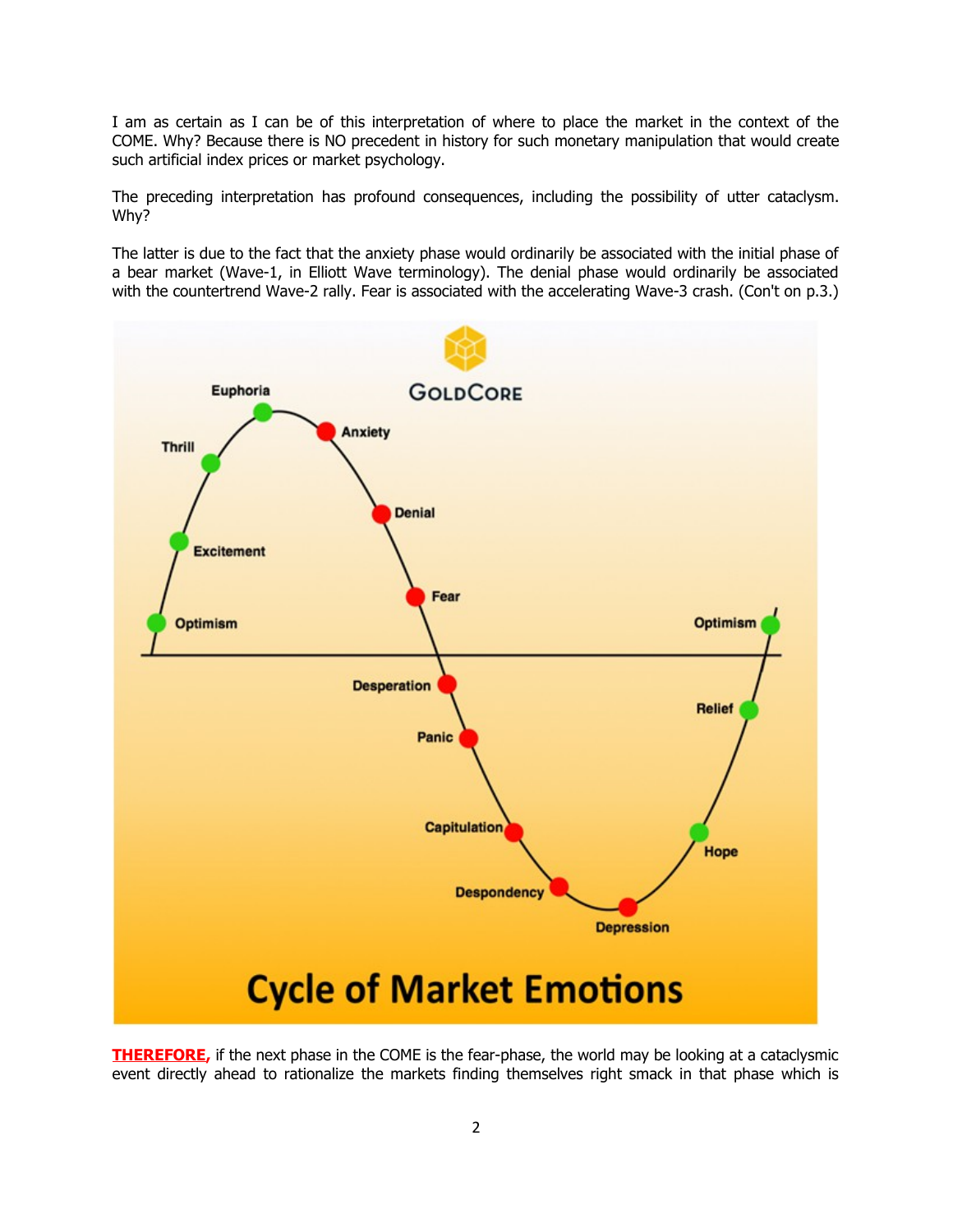I am as certain as I can be of this interpretation of where to place the market in the context of the COME. Why? Because there is NO precedent in history for such monetary manipulation that would create such artificial index prices or market psychology.

The preceding interpretation has profound consequences, including the possibility of utter cataclysm. Why?

The latter is due to the fact that the anxiety phase would ordinarily be associated with the initial phase of a bear market (Wave-1, in Elliott Wave terminology). The denial phase would ordinarily be associated with the countertrend Wave-2 rally. Fear is associated with the accelerating Wave-3 crash. (Con't on p.3.)

**THEREFORE,** if the next phase in the COME is the fear-phase, the world may be looking at a cataclysmic event directly ahead to rationalize the markets finding themselves right smack in that phase which is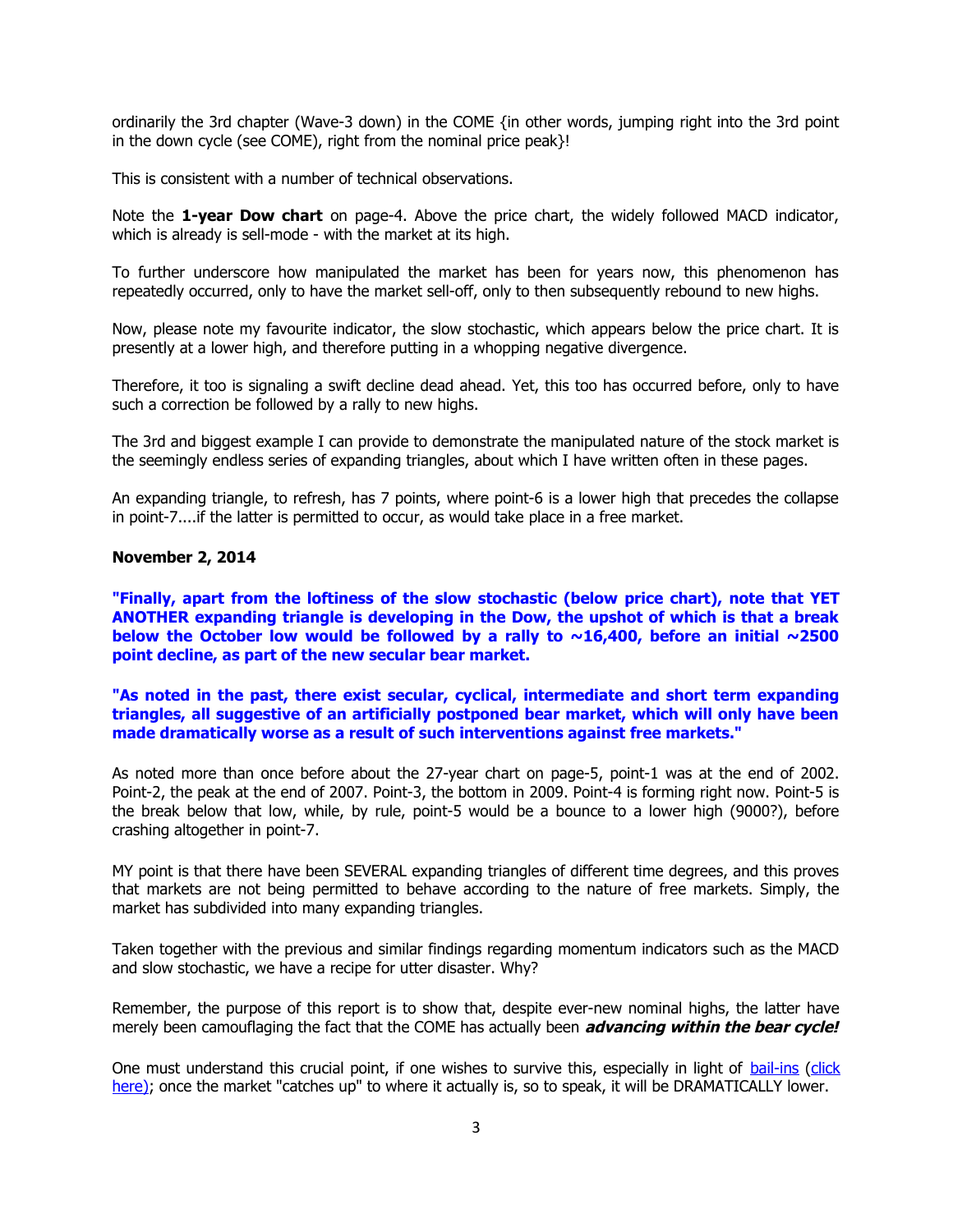ordinarily the 3rd chapter (Wave-3 down) in the COME {in other words, jumping right into the 3rd point in the down cycle (see COME), right from the nominal price peak}!

This is consistent with a number of technical observations.

Note the **1-year Dow chart** on page-4. Above the price chart, the widely followed MACD indicator, which is already is sell-mode - with the market at its high.

To further underscore how manipulated the market has been for years now, this phenomenon has repeatedly occurred, only to have the market sell-off, only to then subsequently rebound to new highs.

Now, please note my favourite indicator, the slow stochastic, which appears below the price chart. It is presently at a lower high, and therefore putting in a whopping negative divergence.

Therefore, it too is signaling a swift decline dead ahead. Yet, this too has occurred before, only to have such a correction be followed by a rally to new highs.

The 3rd and biggest example I can provide to demonstrate the manipulated nature of the stock market is the seemingly endless series of expanding triangles, about which I have written often in these pages.

An expanding triangle, to refresh, has 7 points, where point-6 is a lower high that precedes the collapse in point-7....if the latter is permitted to occur, as would take place in a free market.

**November 2, 2014**

**"Finally, apart from the loftiness of the slow stochastic (below price chart), note that YET ANOTHER expanding triangle is developing in the Dow, the upshot of which is that a break below the October low would be followed by a rally to ~16,400, before an initial ~2500 point decline, as part of the new secular bear market.**

**"As noted in the past, there exist secular, cyclical, intermediate and short term expanding triangles, all suggestive of an artificially postponed bear market, which will only have been made dramatically worse as a result of such interventions against free markets."**

As noted more than once before about the 27-year chart on page-5, point-1 was at the end of 2002. Point-2, the peak at the end of 2007. Point-3, the bottom in 2009. Point-4 is forming right now. Point-5 is the break below that low, while, by rule, point-5 would be a bounce to a lower high (9000?), before crashing altogether in point-7.

MY point is that there have been SEVERAL expanding triangles of different time degrees, and this proves that markets are not being permitted to behave according to the nature of free markets. Simply, the market has subdivided into many expanding triangles.

Taken together with the previous and similar findings regarding momentum indicators such as the MACD and slow stochastic, we have a recipe for utter disaster. Why?

Remember, the purpose of this report is to show that, despite ever-new nominal highs, the latter have merely been camouflaging the fact that the COME has actually been ***advancing within the bear cycle!***

One must understand this crucial point, if one wishes to survive this, especially in light of bail-ins (click here); once the market "catches up" to where it actually is, so to speak, it will be DRAMATICALLY lower.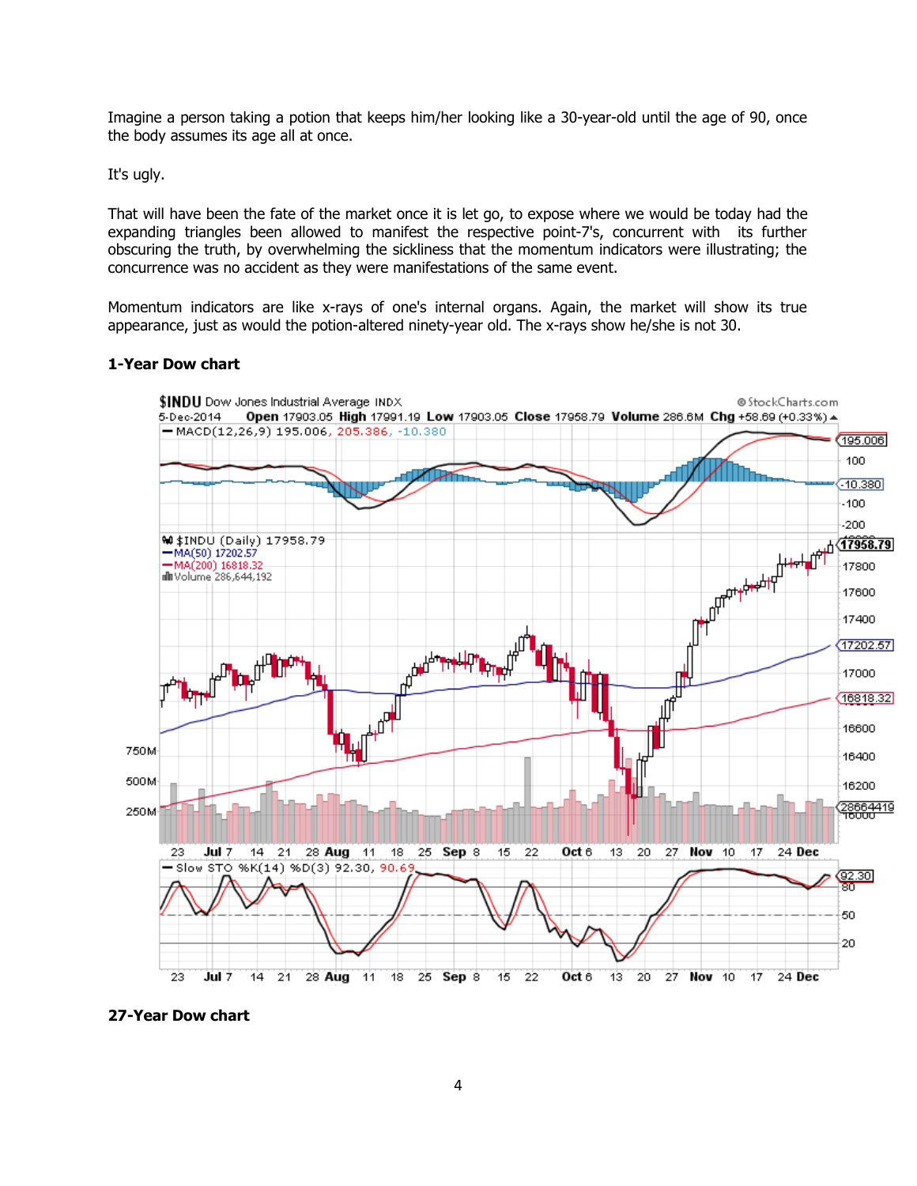Imagine a person taking a potion that keeps him/her looking like a 30-year-old until the age of 90, once the body assumes its age all at once.

It's ugly.

That will have been the fate of the market once it is let go, to expose where we would be today had the expanding triangles been allowed to manifest the respective point-7's, concurrent with its further obscuring the truth, by overwhelming the sickliness that the momentum indicators were illustrating; the concurrence was no accident as they were manifestations of the same event.

Momentum indicators are like x-rays of one's internal organs. Again, the market will show its true appearance, just as would the potion-altered ninety-year old. The x-rays show he/she is not 30.

**1-Year Dow chart**

**27-Year Dow chart**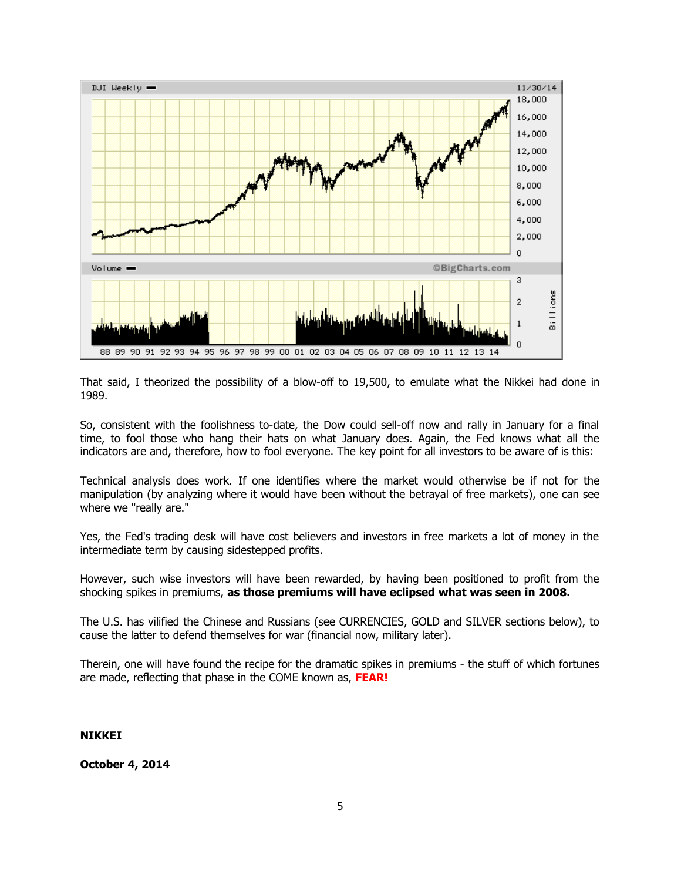That said, I theorized the possibility of a blow-off to 19,500, to emulate what the Nikkei had done in 1989.

So, consistent with the foolishness to-date, the Dow could sell-off now and rally in January for a final time, to fool those who hang their hats on what January does. Again, the Fed knows what all the indicators are and, therefore, how to fool everyone. The key point for all investors to be aware of is this:

Technical analysis does work. If one identifies where the market would otherwise be if not for the manipulation (by analyzing where it would have been without the betrayal of free markets), one can see where we "really are."

Yes, the Fed's trading desk will have cost believers and investors in free markets a lot of money in the intermediate term by causing sidestepped profits.

However, such wise investors will have been rewarded, by having been positioned to profit from the shocking spikes in premiums, **as those premiums will have eclipsed what was seen in 2008.**

The U.S. has vilified the Chinese and Russians (see CURRENCIES, GOLD and SILVER sections below), to cause the latter to defend themselves for war (financial now, military later).

Therein, one will have found the recipe for the dramatic spikes in premiums - the stuff of which fortunes are made, reflecting that phase in the COME known as, **FEAR!**

**NIKKEI**

**October 4, 2014**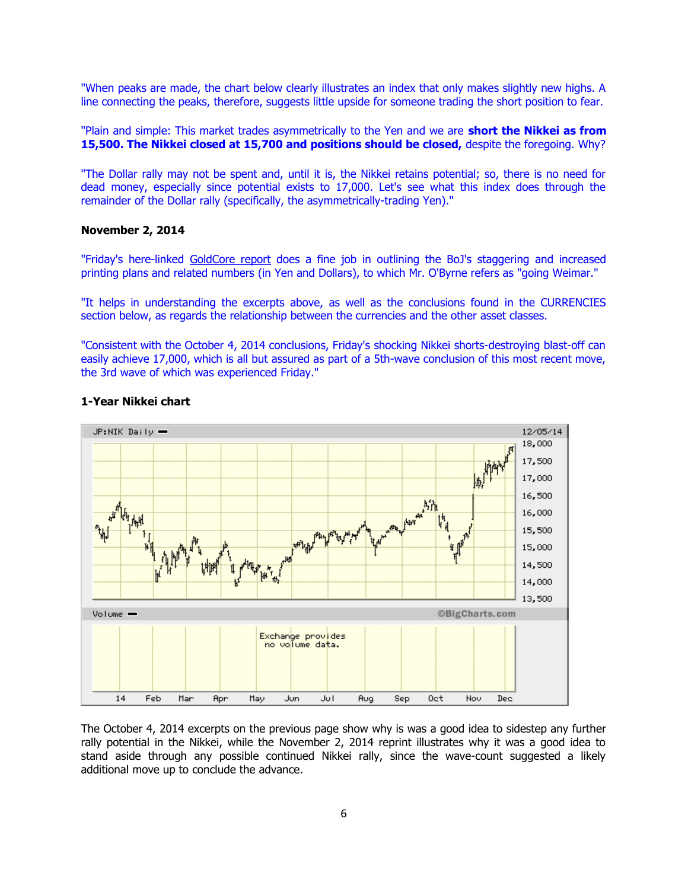"When peaks are made, the chart below clearly illustrates an index that only makes slightly new highs. A line connecting the peaks, therefore, suggests little upside for someone trading the short position to fear.

"Plain and simple: This market trades asymmetrically to the Yen and we are **short the Nikkei as from 15,500. The Nikkei closed at 15,700 and positions should be closed,** despite the foregoing. Why?

"The Dollar rally may not be spent and, until it is, the Nikkei retains potential; so, there is no need for dead money, especially since potential exists to 17,000. Let's see what this index does through the remainder of the Dollar rally (specifically, the asymmetrically-trading Yen)."

**November 2, 2014**

"Friday's here-linked GoldCore report does a fine job in outlining the BoJ's staggering and increased printing plans and related numbers (in Yen and Dollars), to which Mr. O'Byrne refers as "going Weimar."

"It helps in understanding the excerpts above, as well as the conclusions found in the CURRENCIES section below, as regards the relationship between the currencies and the other asset classes.

"Consistent with the October 4, 2014 conclusions, Friday's shocking Nikkei shorts-destroying blast-off can easily achieve 17,000, which is all but assured as part of a 5th-wave conclusion of this most recent move, the 3rd wave of which was experienced Friday."

**1-Year Nikkei chart**

The October 4, 2014 excerpts on the previous page show why is was a good idea to sidestep any further rally potential in the Nikkei, while the November 2, 2014 reprint illustrates why it was a good idea to stand aside through any possible continued Nikkei rally, since the wave-count suggested a likely additional move up to conclude the advance.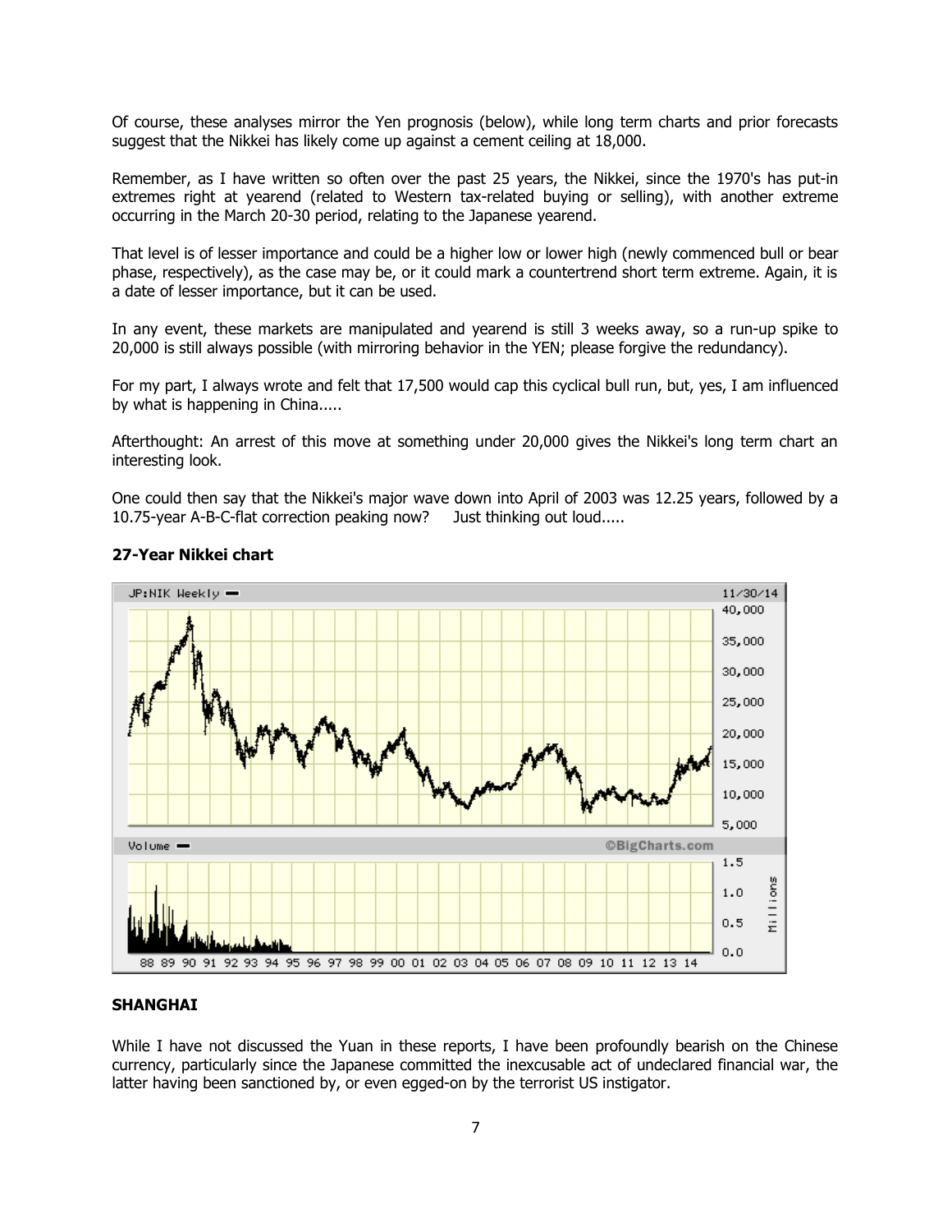Of course, these analyses mirror the Yen prognosis (below), while long term charts and prior forecasts suggest that the Nikkei has likely come up against a cement ceiling at 18,000.

Remember, as I have written so often over the past 25 years, the Nikkei, since the 1970's has put-in extremes right at yearend (related to Western tax-related buying or selling), with another extreme occurring in the March 20-30 period, relating to the Japanese yearend.

That level is of lesser importance and could be a higher low or lower high (newly commenced bull or bear phase, respectively), as the case may be, or it could mark a countertrend short term extreme. Again, it is a date of lesser importance, but it can be used.

In any event, these markets are manipulated and yearend is still 3 weeks away, so a run-up spike to 20,000 is still always possible (with mirroring behavior in the YEN; please forgive the redundancy).

For my part, I always wrote and felt that 17,500 would cap this cyclical bull run, but, yes, I am influenced by what is happening in China.....

Afterthought: An arrest of this move at something under 20,000 gives the Nikkei's long term chart an interesting look.

One could then say that the Nikkei's major wave down into April of 2003 was 12.25 years, followed by a 10.75-year A-B-C-flat correction peaking now? Just thinking out loud.....

**27-Year Nikkei chart**

**SHANGHAI**

While I have not discussed the Yuan in these reports, I have been profoundly bearish on the Chinese currency, particularly since the Japanese committed the inexcusable act of undeclared financial war, the latter having been sanctioned by, or even egged-on by the terrorist US instigator.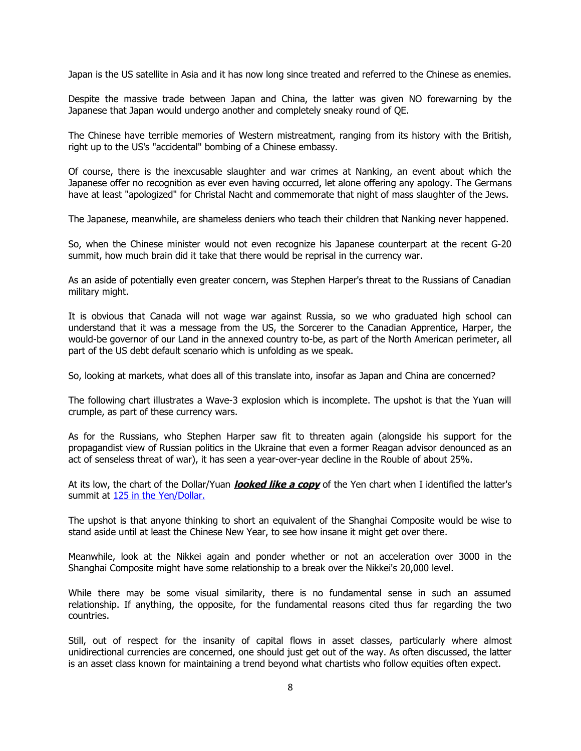Japan is the US satellite in Asia and it has now long since treated and referred to the Chinese as enemies.

Despite the massive trade between Japan and China, the latter was given NO forewarning by the Japanese that Japan would undergo another and completely sneaky round of QE.

The Chinese have terrible memories of Western mistreatment, ranging from its history with the British, right up to the US's "accidental" bombing of a Chinese embassy.

Of course, there is the inexcusable slaughter and war crimes at Nanking, an event about which the Japanese offer no recognition as ever even having occurred, let alone offering any apology. The Germans have at least "apologized" for Christal Nacht and commemorate that night of mass slaughter of the Jews.

The Japanese, meanwhile, are shameless deniers who teach their children that Nanking never happened.

So, when the Chinese minister would not even recognize his Japanese counterpart at the recent G-20 summit, how much brain did it take that there would be reprisal in the currency war.

As an aside of potentially even greater concern, was Stephen Harper's threat to the Russians of Canadian military might.

It is obvious that Canada will not wage war against Russia, so we who graduated high school can understand that it was a message from the US, the Sorcerer to the Canadian Apprentice, Harper, the would-be governor of our Land in the annexed country to-be, as part of the North American perimeter, all part of the US debt default scenario which is unfolding as we speak.

So, looking at markets, what does all of this translate into, insofar as Japan and China are concerned?

The following chart illustrates a Wave-3 explosion which is incomplete. The upshot is that the Yuan will crumple, as part of these currency wars.

As for the Russians, who Stephen Harper saw fit to threaten again (alongside his support for the propagandist view of Russian politics in the Ukraine that even a former Reagan advisor denounced as an act of senseless threat of war), it has seen a year-over-year decline in the Rouble of about 25%.

At its low, the chart of the Dollar/Yuan ***looked like a copy*** of the Yen chart when I identified the latter's summit at [125 in the Yen/Dollar.]()

The upshot is that anyone thinking to short an equivalent of the Shanghai Composite would be wise to stand aside until at least the Chinese New Year, to see how insane it might get over there.

Meanwhile, look at the Nikkei again and ponder whether or not an acceleration over 3000 in the Shanghai Composite might have some relationship to a break over the Nikkei's 20,000 level.

While there may be some visual similarity, there is no fundamental sense in such an assumed relationship. If anything, the opposite, for the fundamental reasons cited thus far regarding the two countries.

Still, out of respect for the insanity of capital flows in asset classes, particularly where almost unidirectional currencies are concerned, one should just get out of the way. As often discussed, the latter is an asset class known for maintaining a trend beyond what chartists who follow equities often expect.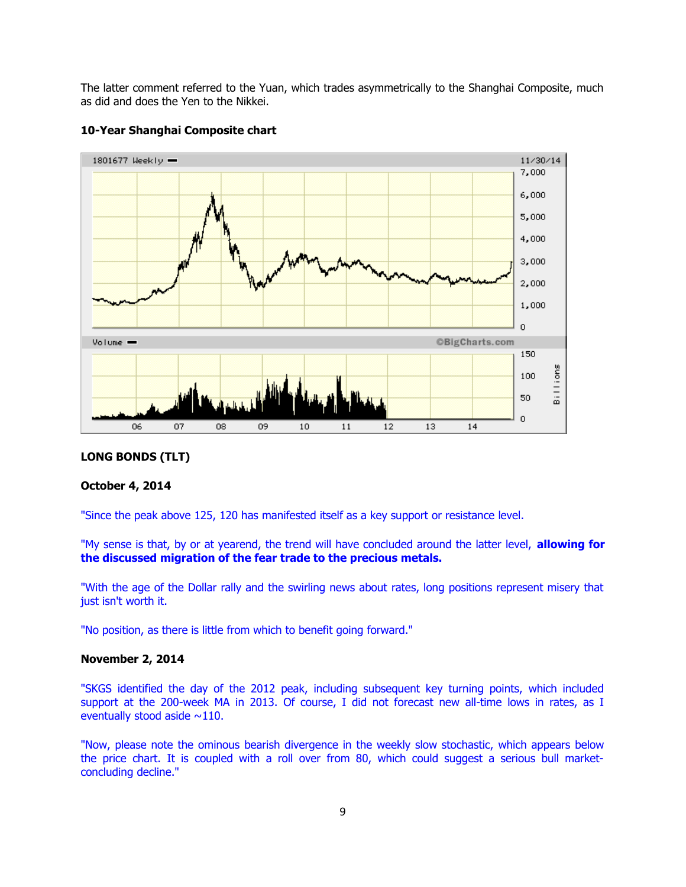The latter comment referred to the Yuan, which trades asymmetrically to the Shanghai Composite, much as did and does the Yen to the Nikkei.

**10-Year Shanghai Composite chart**

**LONG BONDS (TLT)**

**October 4, 2014**

"Since the peak above 125, 120 has manifested itself as a key support or resistance level.

"My sense is that, by or at yearend, the trend will have concluded around the latter level, **allowing for the discussed migration of the fear trade to the precious metals.**

"With the age of the Dollar rally and the swirling news about rates, long positions represent misery that just isn't worth it.

"No position, as there is little from which to benefit going forward."

**November 2, 2014**

"SKGS identified the day of the 2012 peak, including subsequent key turning points, which included support at the 200-week MA in 2013. Of course, I did not forecast new all-time lows in rates, as I eventually stood aside ~110.

"Now, please note the ominous bearish divergence in the weekly slow stochastic, which appears below the price chart. It is coupled with a roll over from 80, which could suggest a serious bull market-concluding decline."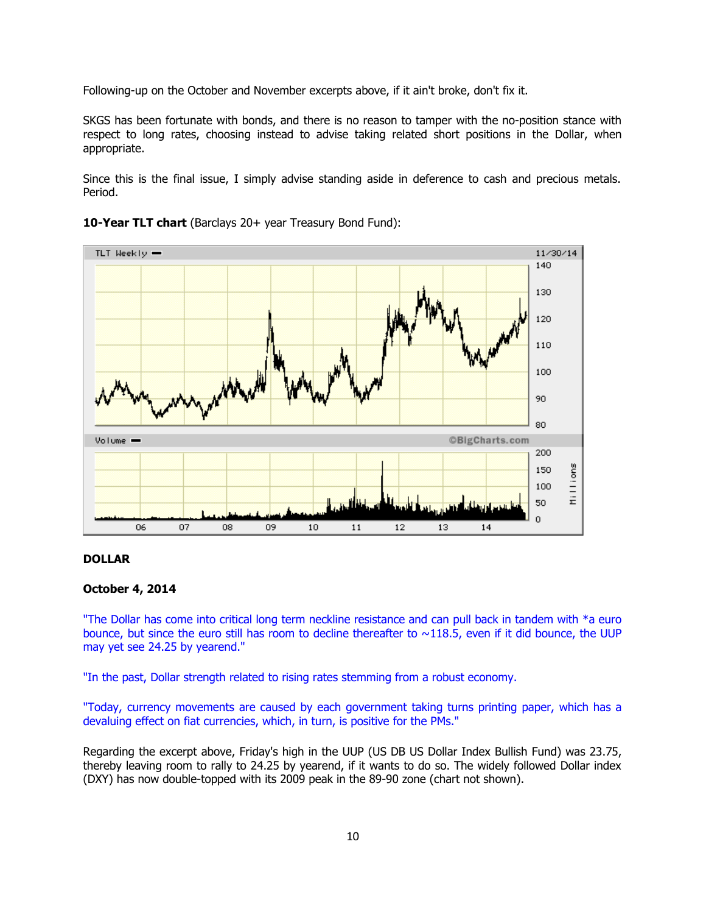Following-up on the October and November excerpts above, if it ain't broke, don't fix it.

SKGS has been fortunate with bonds, and there is no reason to tamper with the no-position stance with respect to long rates, choosing instead to advise taking related short positions in the Dollar, when appropriate.

Since this is the final issue, I simply advise standing aside in deference to cash and precious metals. Period.

**10-Year TLT chart** (Barclays 20+ year Treasury Bond Fund):

**DOLLAR**

**October 4, 2014**

"The Dollar has come into critical long term neckline resistance and can pull back in tandem with *a euro bounce, but since the euro still has room to decline thereafter to ~118.5, even if it did bounce, the UUP may yet see 24.25 by yearend."

"In the past, Dollar strength related to rising rates stemming from a robust economy.

"Today, currency movements are caused by each government taking turns printing paper, which has a devaluing effect on fiat currencies, which, in turn, is positive for the PMs."

Regarding the excerpt above, Friday's high in the UUP (US DB US Dollar Index Bullish Fund) was 23.75, thereby leaving room to rally to 24.25 by yearend, if it wants to do so. The widely followed Dollar index (DXY) has now double-topped with its 2009 peak in the 89-90 zone (chart not shown).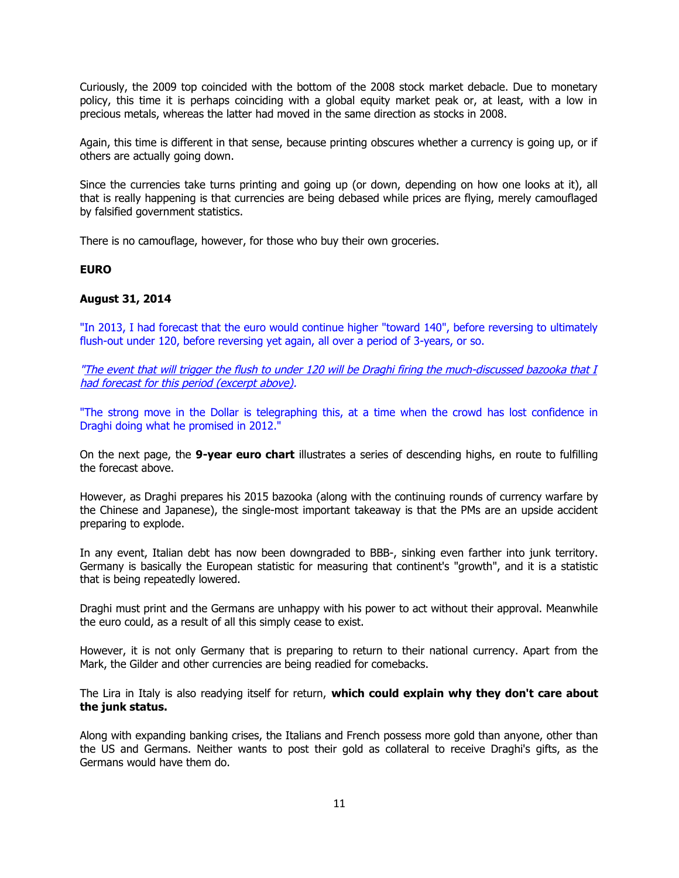Curiously, the 2009 top coincided with the bottom of the 2008 stock market debacle. Due to monetary policy, this time it is perhaps coinciding with a global equity market peak or, at least, with a low in precious metals, whereas the latter had moved in the same direction as stocks in 2008.

Again, this time is different in that sense, because printing obscures whether a currency is going up, or if others are actually going down.

Since the currencies take turns printing and going up (or down, depending on how one looks at it), all that is really happening is that currencies are being debased while prices are flying, merely camouflaged by falsified government statistics.

There is no camouflage, however, for those who buy their own groceries.

**EURO**

**August 31, 2014**

"In 2013, I had forecast that the euro would continue higher "toward 140", before reversing to ultimately flush-out under 120, before reversing yet again, all over a period of 3-years, or so.

*"The event that will trigger the flush to under 120 will be Draghi firing the much-discussed bazooka that I had forecast for this period (excerpt above).*

"The strong move in the Dollar is telegraphing this, at a time when the crowd has lost confidence in Draghi doing what he promised in 2012."

On the next page, the **9-year euro chart** illustrates a series of descending highs, en route to fulfilling the forecast above.

However, as Draghi prepares his 2015 bazooka (along with the continuing rounds of currency warfare by the Chinese and Japanese), the single-most important takeaway is that the PMs are an upside accident preparing to explode.

In any event, Italian debt has now been downgraded to BBB-, sinking even farther into junk territory. Germany is basically the European statistic for measuring that continent's "growth", and it is a statistic that is being repeatedly lowered.

Draghi must print and the Germans are unhappy with his power to act without their approval. Meanwhile the euro could, as a result of all this simply cease to exist.

However, it is not only Germany that is preparing to return to their national currency. Apart from the Mark, the Gilder and other currencies are being readied for comebacks.

The Lira in Italy is also readying itself for return, **which could explain why they don't care about the junk status.**

Along with expanding banking crises, the Italians and French possess more gold than anyone, other than the US and Germans. Neither wants to post their gold as collateral to receive Draghi's gifts, as the Germans would have them do.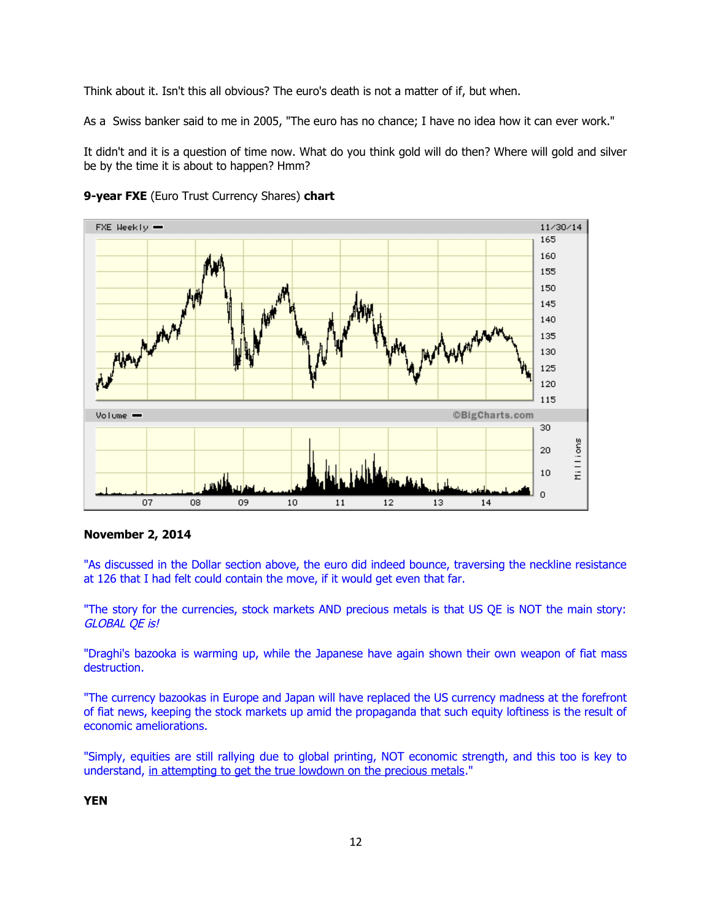Think about it. Isn't this all obvious? The euro's death is not a matter of if, but when.

As a Swiss banker said to me in 2005, "The euro has no chance; I have no idea how it can ever work."

It didn't and it is a question of time now. What do you think gold will do then? Where will gold and silver be by the time it is about to happen? Hmm?

**9-year FXE** (Euro Trust Currency Shares) **chart**

**November 2, 2014**

"As discussed in the Dollar section above, the euro did indeed bounce, traversing the neckline resistance at 126 that I had felt could contain the move, if it would get even that far.

"The story for the currencies, stock markets AND precious metals is that US QE is NOT the main story: *GLOBAL QE is!*

"Draghi's bazooka is warming up, while the Japanese have again shown their own weapon of fiat mass destruction.

"The currency bazookas in Europe and Japan will have replaced the US currency madness at the forefront of fiat news, keeping the stock markets up amid the propaganda that such equity loftiness is the result of economic ameliorations.

"Simply, equities are still rallying due to global printing, NOT economic strength, and this too is key to understand, in attempting to get the true lowdown on the precious metals."

**YEN**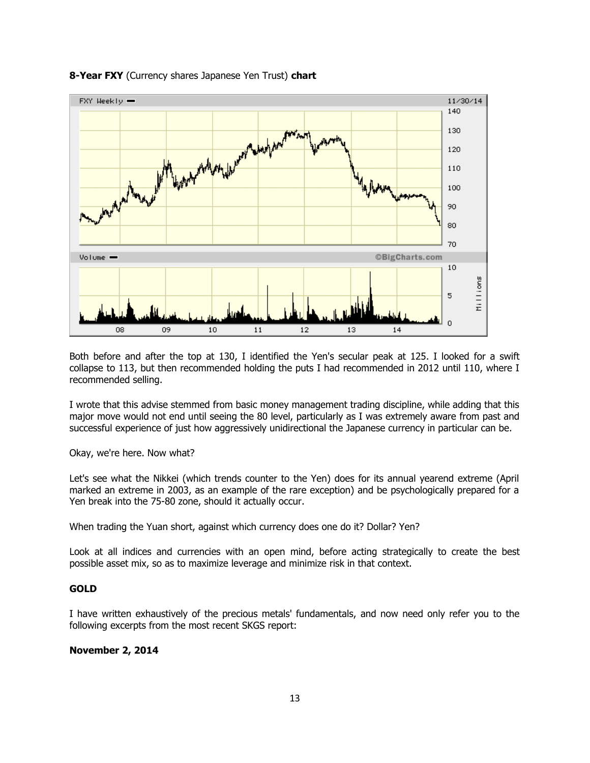**8-Year FXY** (Currency shares Japanese Yen Trust) **chart**

Both before and after the top at 130, I identified the Yen's secular peak at 125. I looked for a swift collapse to 113, but then recommended holding the puts I had recommended in 2012 until 110, where I recommended selling.

I wrote that this advise stemmed from basic money management trading discipline, while adding that this major move would not end until seeing the 80 level, particularly as I was extremely aware from past and successful experience of just how aggressively unidirectional the Japanese currency in particular can be.

Okay, we're here. Now what?

Let's see what the Nikkei (which trends counter to the Yen) does for its annual yearend extreme (April marked an extreme in 2003, as an example of the rare exception) and be psychologically prepared for a Yen break into the 75-80 zone, should it actually occur.

When trading the Yuan short, against which currency does one do it? Dollar? Yen?

Look at all indices and currencies with an open mind, before acting strategically to create the best possible asset mix, so as to maximize leverage and minimize risk in that context.

**GOLD**

I have written exhaustively of the precious metals' fundamentals, and now need only refer you to the following excerpts from the most recent SKGS report:

**November 2, 2014**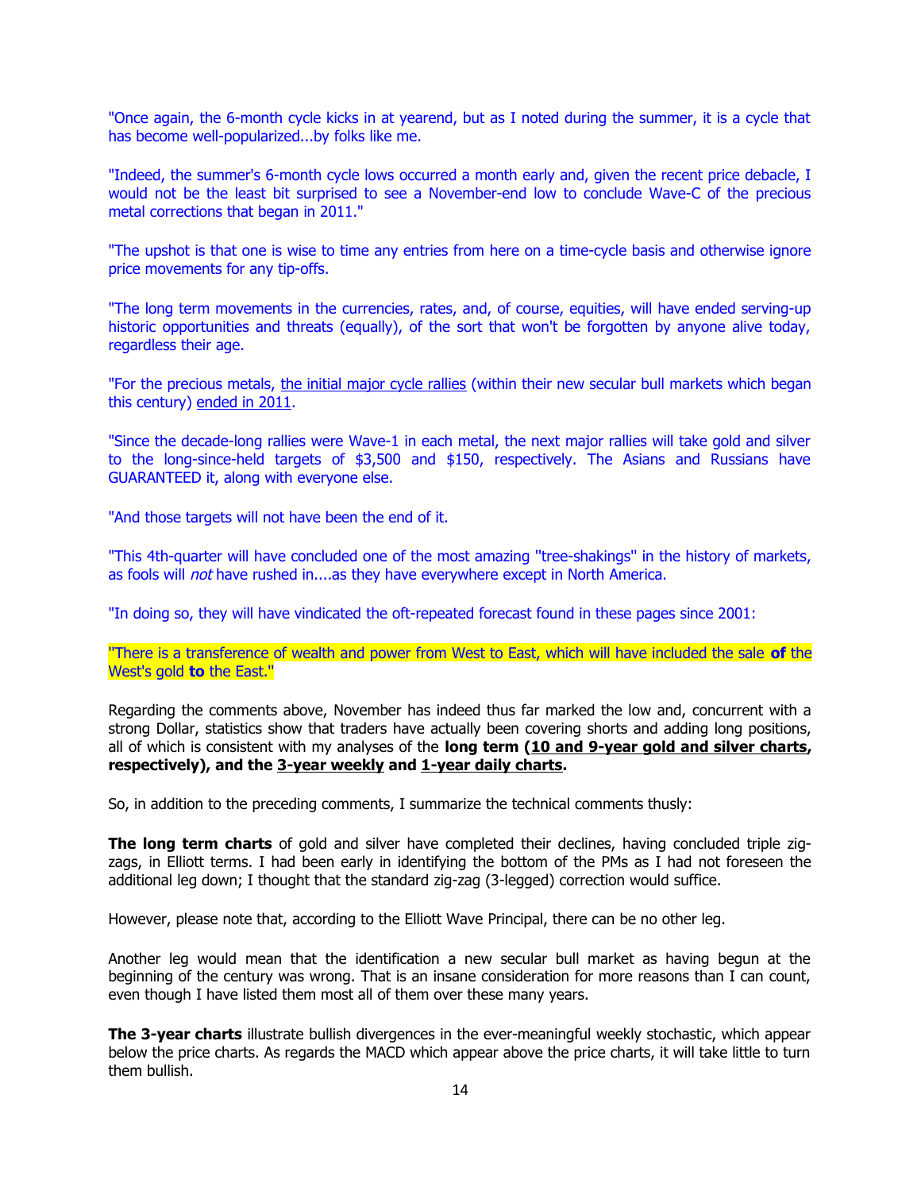"Once again, the 6-month cycle kicks in at yearend, but as I noted during the summer, it is a cycle that has become well-popularized...by folks like me.

"Indeed, the summer's 6-month cycle lows occurred a month early and, given the recent price debacle, I would not be the least bit surprised to see a November-end low to conclude Wave-C of the precious metal corrections that began in 2011."

"The upshot is that one is wise to time any entries from here on a time-cycle basis and otherwise ignore price movements for any tip-offs.

"The long term movements in the currencies, rates, and, of course, equities, will have ended serving-up historic opportunities and threats (equally), of the sort that won't be forgotten by anyone alive today, regardless their age.

"For the precious metals, the initial major cycle rallies (within their new secular bull markets which began this century) ended in 2011.

"Since the decade-long rallies were Wave-1 in each metal, the next major rallies will take gold and silver to the long-since-held targets of $3,500 and $150, respectively. The Asians and Russians have GUARANTEED it, along with everyone else.

"And those targets will not have been the end of it.

"This 4th-quarter will have concluded one of the most amazing "tree-shakings" in the history of markets, as fools will *not* have rushed in....as they have everywhere except in North America.

"In doing so, they will have vindicated the oft-repeated forecast found in these pages since 2001:

"There is a transference of wealth and power from West to East, which will have included the sale **of** the West's gold **to** the East."

Regarding the comments above, November has indeed thus far marked the low and, concurrent with a strong Dollar, statistics show that traders have actually been covering shorts and adding long positions, all of which is consistent with my analyses of the **long term (10 and 9-year gold and silver charts, respectively), and the 3-year weekly and 1-year daily charts.**

So, in addition to the preceding comments, I summarize the technical comments thusly:

**The long term charts** of gold and silver have completed their declines, having concluded triple zig-zags, in Elliott terms. I had been early in identifying the bottom of the PMs as I had not foreseen the additional leg down; I thought that the standard zig-zag (3-legged) correction would suffice.

However, please note that, according to the Elliott Wave Principal, there can be no other leg.

Another leg would mean that the identification a new secular bull market as having begun at the beginning of the century was wrong. That is an insane consideration for more reasons than I can count, even though I have listed them most all of them over these many years.

**The 3-year charts** illustrate bullish divergences in the ever-meaningful weekly stochastic, which appear below the price charts. As regards the MACD which appear above the price charts, it will take little to turn them bullish.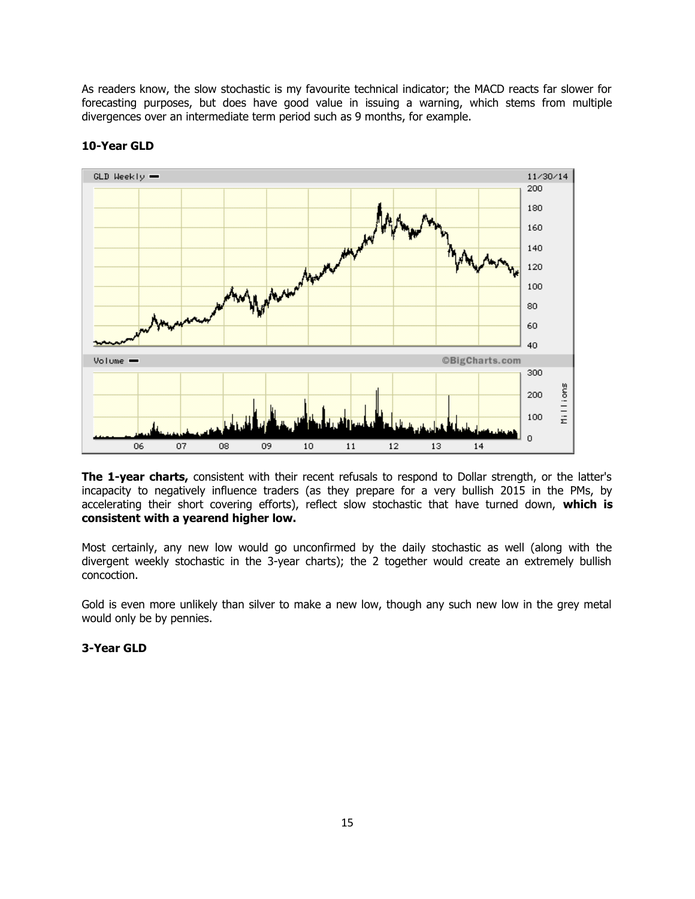As readers know, the slow stochastic is my favourite technical indicator; the MACD reacts far slower for forecasting purposes, but does have good value in issuing a warning, which stems from multiple divergences over an intermediate term period such as 9 months, for example.

**10-Year GLD**

**The 1-year charts,** consistent with their recent refusals to respond to Dollar strength, or the latter's incapacity to negatively influence traders (as they prepare for a very bullish 2015 in the PMs, by accelerating their short covering efforts), reflect slow stochastic that have turned down, **which is consistent with a yearend higher low.**

Most certainly, any new low would go unconfirmed by the daily stochastic as well (along with the divergent weekly stochastic in the 3-year charts); the 2 together would create an extremely bullish concoction.

Gold is even more unlikely than silver to make a new low, though any such new low in the grey metal would only be by pennies.

**3-Year GLD**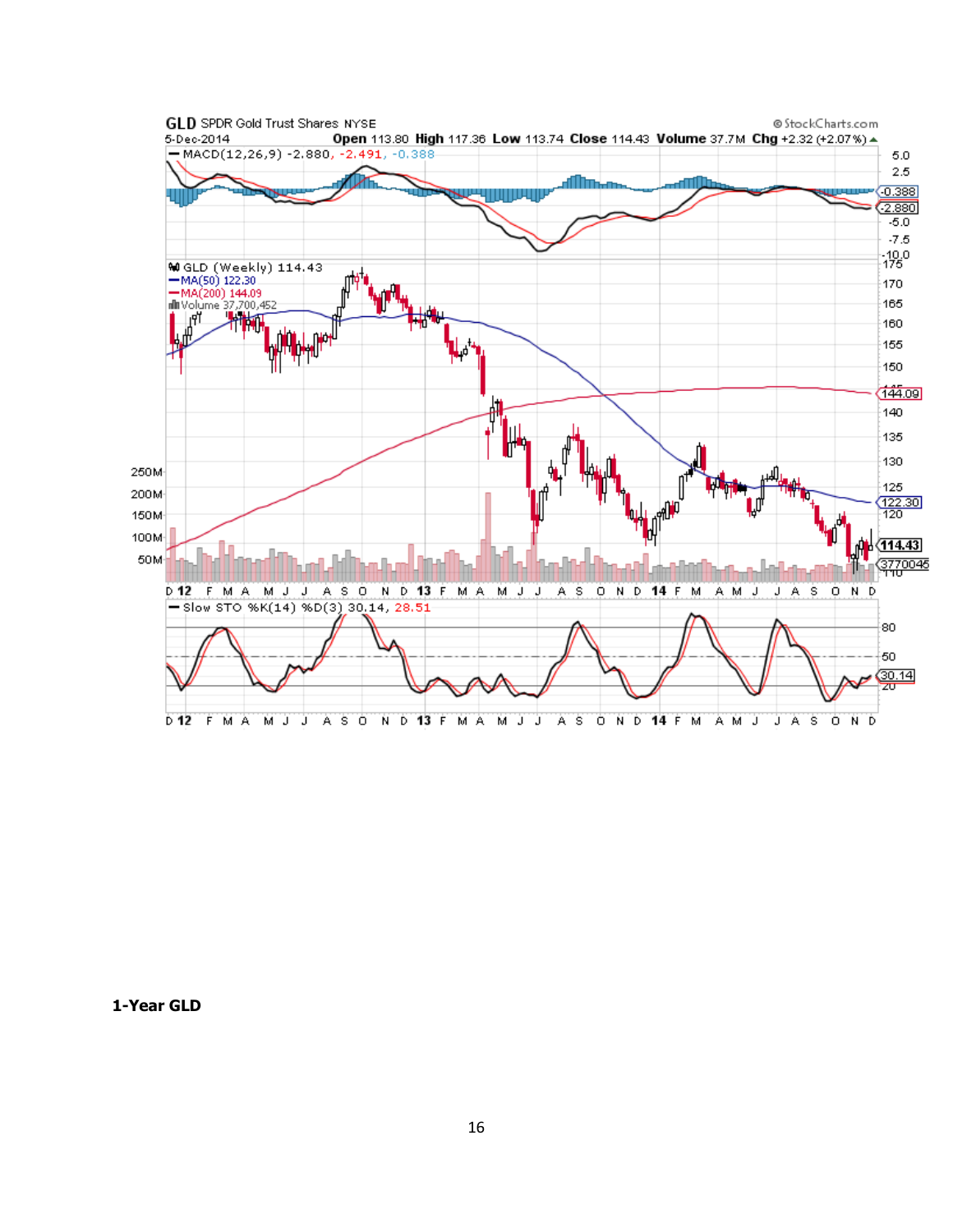**1-Year GLD**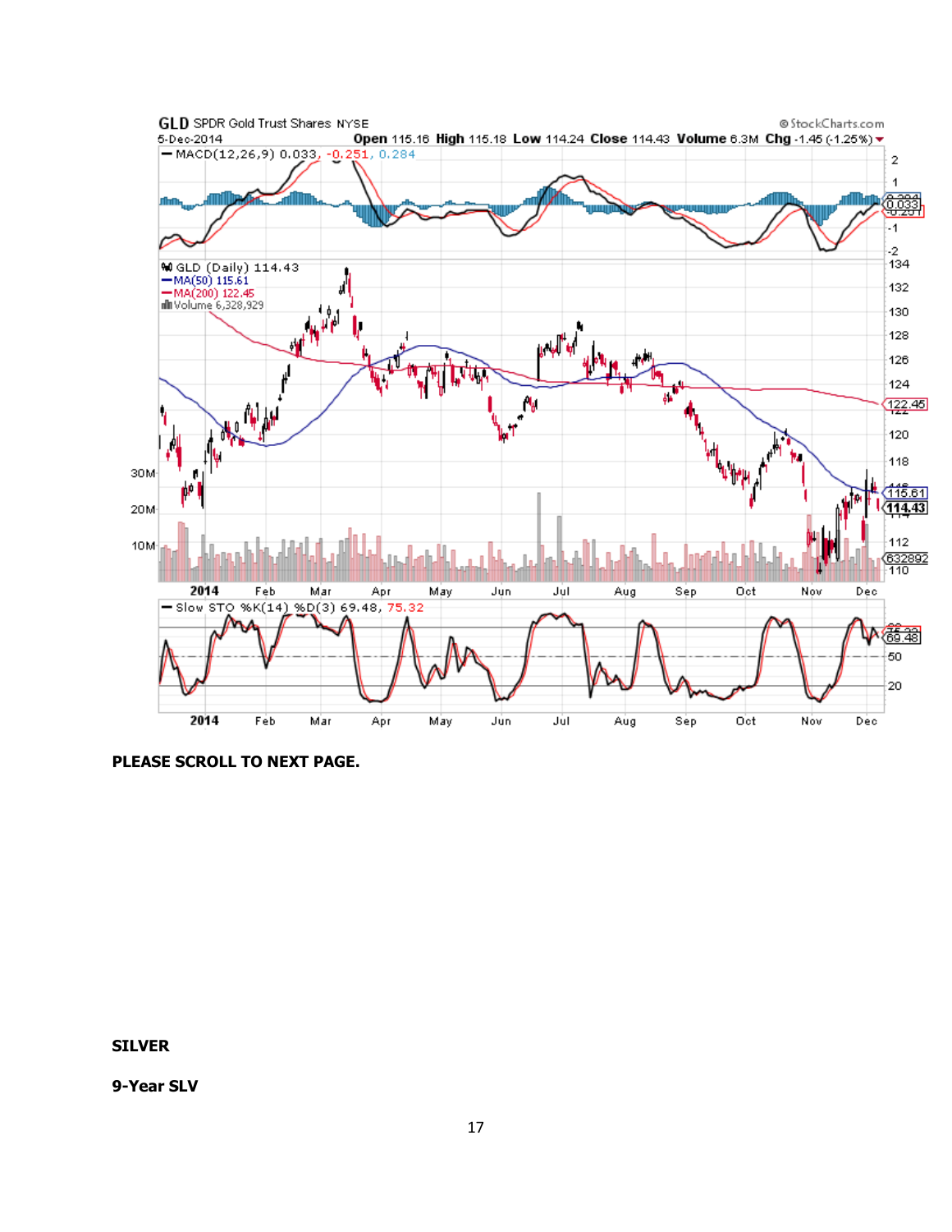**PLEASE SCROLL TO NEXT PAGE.**

**SILVER**

**9-Year SLV**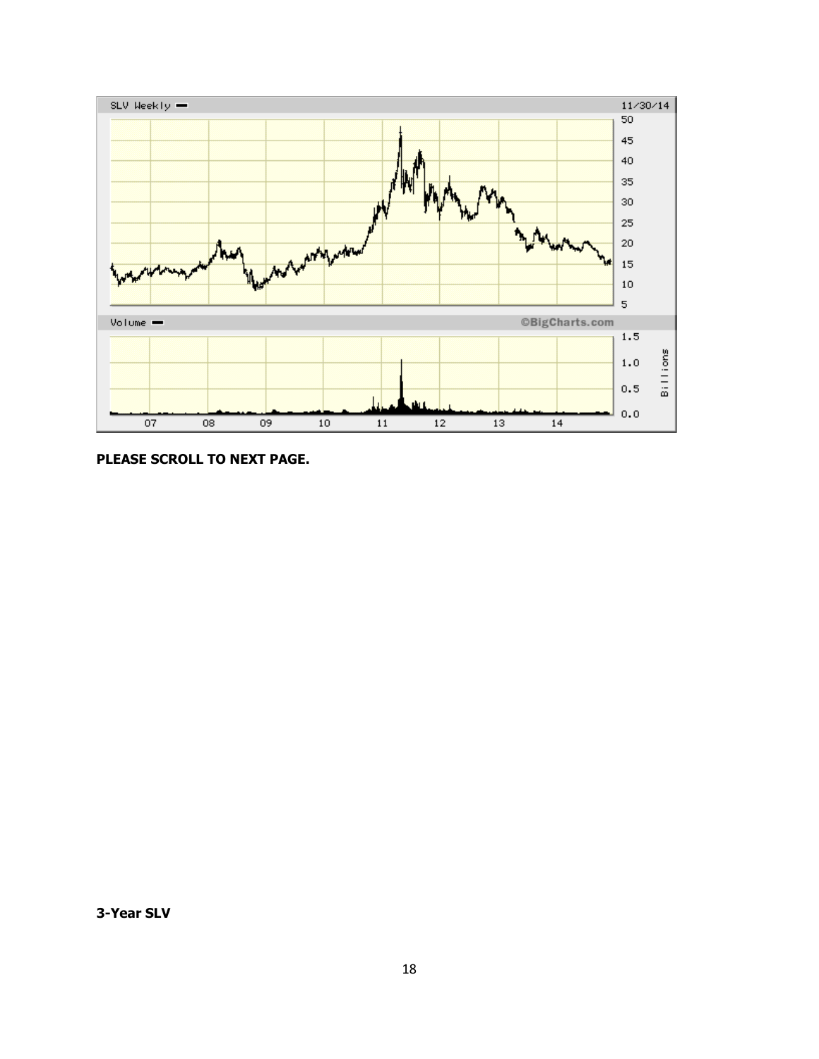**PLEASE SCROLL TO NEXT PAGE.**

**3-Year SLV**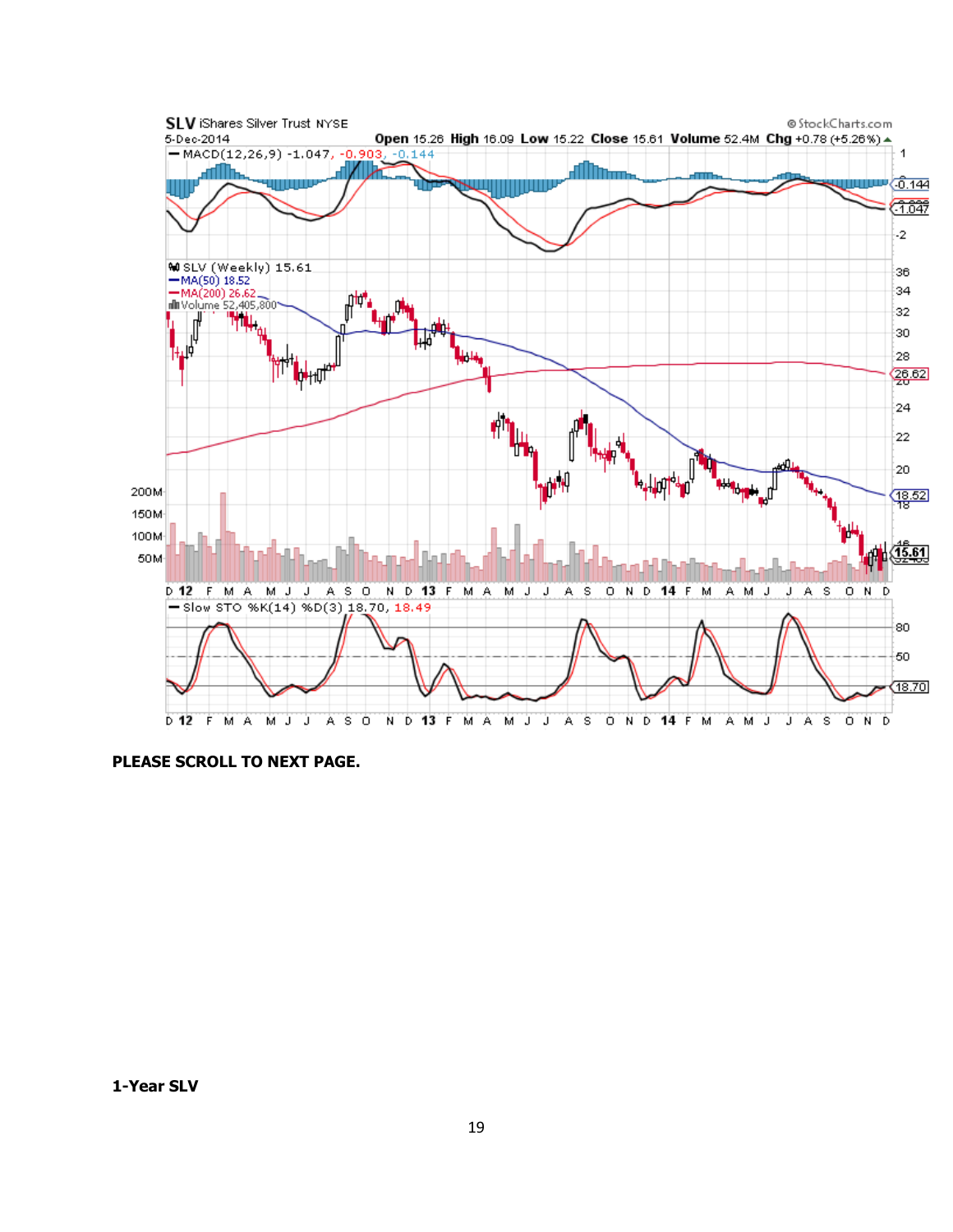**PLEASE SCROLL TO NEXT PAGE.**

**1-Year SLV**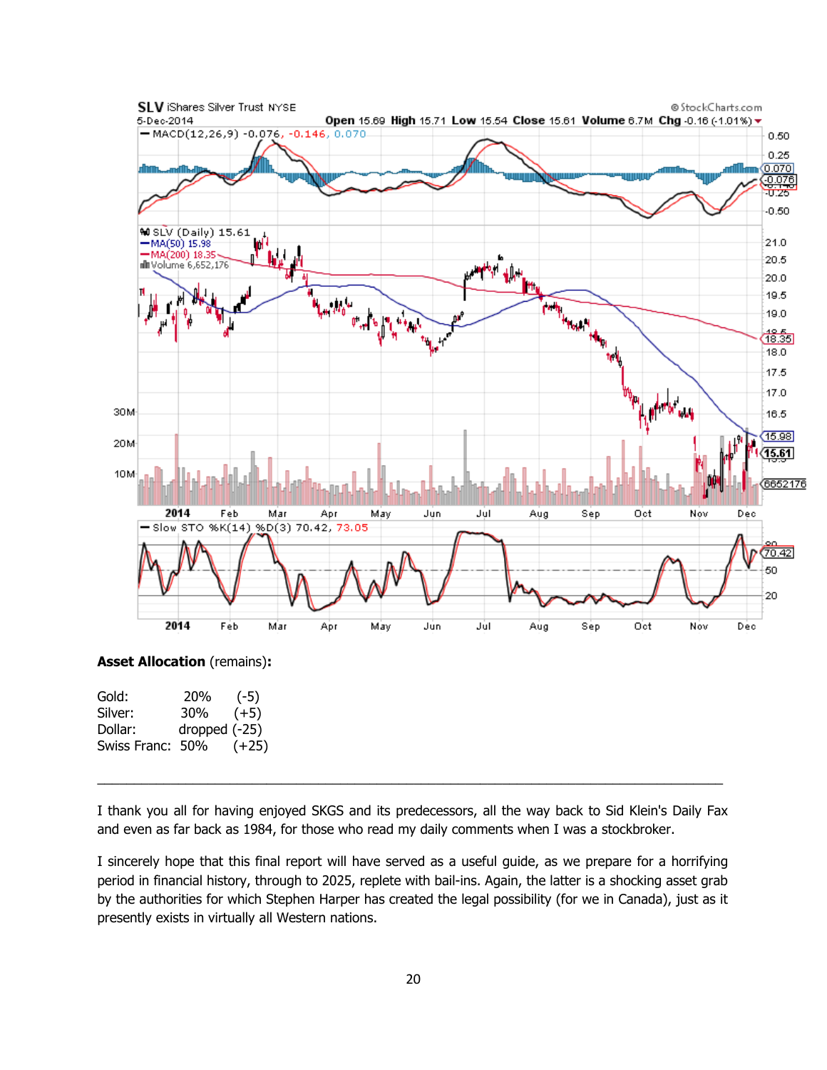**Asset Allocation** (remains)**:**

| | | |
|---|---|---|
| Gold: | 20% | (-5) |
| Silver: | 30% | (+5) |
| Dollar: | dropped | (-25) |
| Swiss Franc: | 50% | (+25) |

---

I thank you all for having enjoyed SKGS and its predecessors, all the way back to Sid Klein's Daily Fax and even as far back as 1984, for those who read my daily comments when I was a stockbroker.

I sincerely hope that this final report will have served as a useful guide, as we prepare for a horrifying period in financial history, through to 2025, replete with bail-ins. Again, the latter is a shocking asset grab by the authorities for which Stephen Harper has created the legal possibility (for we in Canada), just as it presently exists in virtually all Western nations.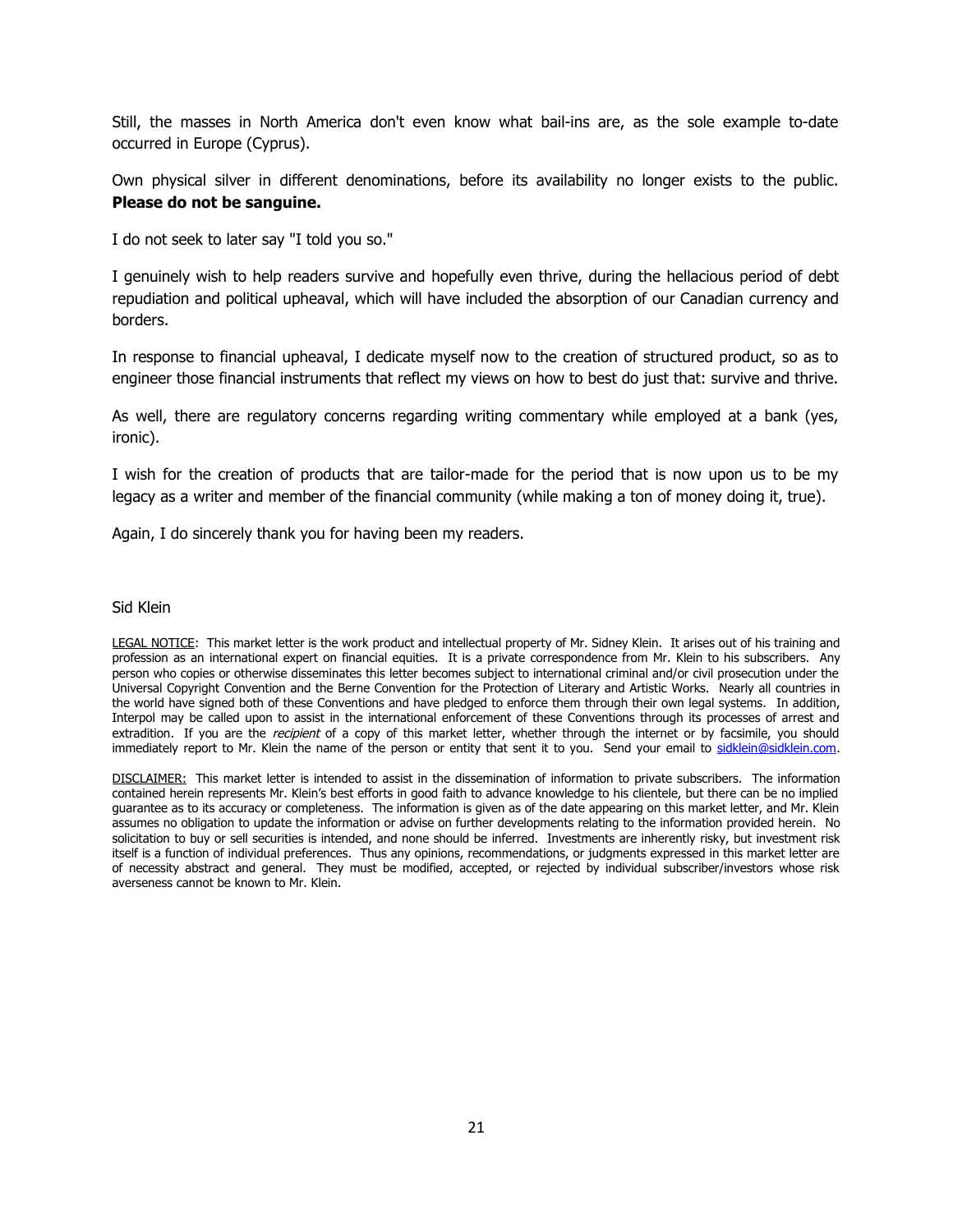Still, the masses in North America don't even know what bail-ins are, as the sole example to-date occurred in Europe (Cyprus).

Own physical silver in different denominations, before its availability no longer exists to the public. **Please do not be sanguine.**

I do not seek to later say "I told you so."

I genuinely wish to help readers survive and hopefully even thrive, during the hellacious period of debt repudiation and political upheaval, which will have included the absorption of our Canadian currency and borders.

In response to financial upheaval, I dedicate myself now to the creation of structured product, so as to engineer those financial instruments that reflect my views on how to best do just that: survive and thrive.

As well, there are regulatory concerns regarding writing commentary while employed at a bank (yes, ironic).

I wish for the creation of products that are tailor-made for the period that is now upon us to be my legacy as a writer and member of the financial community (while making a ton of money doing it, true).

Again, I do sincerely thank you for having been my readers.

Sid Klein

LEGAL NOTICE: This market letter is the work product and intellectual property of Mr. Sidney Klein. It arises out of his training and profession as an international expert on financial equities. It is a private correspondence from Mr. Klein to his subscribers. Any person who copies or otherwise disseminates this letter becomes subject to international criminal and/or civil prosecution under the Universal Copyright Convention and the Berne Convention for the Protection of Literary and Artistic Works. Nearly all countries in the world have signed both of these Conventions and have pledged to enforce them through their own legal systems. In addition, Interpol may be called upon to assist in the international enforcement of these Conventions through its processes of arrest and extradition. If you are the *recipient* of a copy of this market letter, whether through the internet or by facsimile, you should immediately report to Mr. Klein the name of the person or entity that sent it to you. Send your email to sidklein@sidklein.com.

DISCLAIMER: This market letter is intended to assist in the dissemination of information to private subscribers. The information contained herein represents Mr. Klein's best efforts in good faith to advance knowledge to his clientele, but there can be no implied guarantee as to its accuracy or completeness. The information is given as of the date appearing on this market letter, and Mr. Klein assumes no obligation to update the information or advise on further developments relating to the information provided herein. No solicitation to buy or sell securities is intended, and none should be inferred. Investments are inherently risky, but investment risk itself is a function of individual preferences. Thus any opinions, recommendations, or judgments expressed in this market letter are of necessity abstract and general. They must be modified, accepted, or rejected by individual subscriber/investors whose risk averseness cannot be known to Mr. Klein.